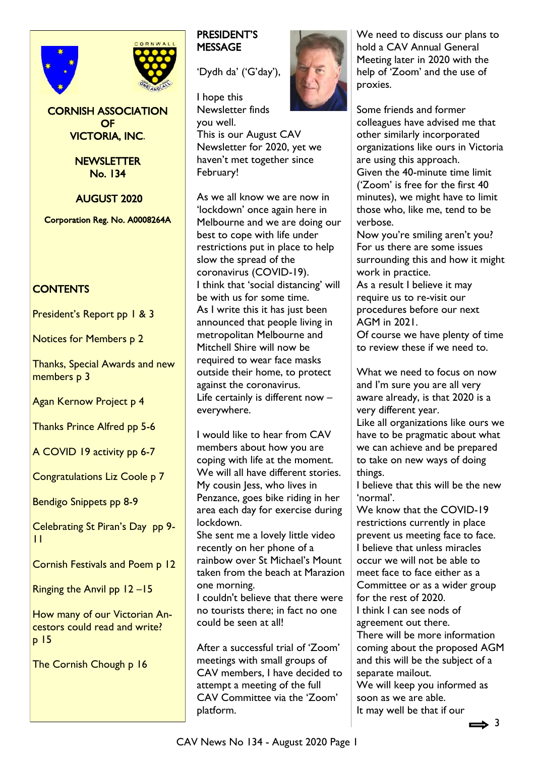# CORNISH ASSOCIATION OF VICTORIA, INC.

**NEWSLETTER No. 134**

**AUGUST 2020**

Corporation Reg. No. A0008264A

## CONTENTS

President's Report pp 1 & 3

Notices for Members p 2

Thanks, Special Awards and new members p 3

Agan Kernow Project p 4

Thanks Prince Alfred pp 5-6

A COVID 19 activity pp 6-7

Congratulations Liz Coole p 7

Bendigo Snippets pp 8-9

Celebrating St Piran's Day pp 9-11

Cornish Festivals and Poem p 12

Ringing the Anvil pp 12 –15

How many of our Victorian Ancestors could read and write? p 15

The Cornish Chough p 16

## PRESIDENT'S MESSAGE

'Dydh da' ('G'day'),

I hope this Newsletter finds you well.
This is our August CAV Newsletter for 2020, yet we haven't met together since February!

As we all know we are now in 'lockdown' once again here in Melbourne and we are doing our best to cope with life under restrictions put in place to help slow the spread of the coronavirus (COVID-19).
I think that 'social distancing' will be with us for some time.
As I write this it has just been announced that people living in metropolitan Melbourne and Mitchell Shire will now be required to wear face masks outside their home, to protect against the coronavirus.
Life certainly is different now – everywhere.

I would like to hear from CAV members about how you are coping with life at the moment. We will all have different stories.
My cousin Jess, who lives in Penzance, goes bike riding in her area each day for exercise during lockdown.
She sent me a lovely little video recently on her phone of a rainbow over St Michael's Mount taken from the beach at Marazion one morning.
I couldn't believe that there were no tourists there; in fact no one could be seen at all!

After a successful trial of 'Zoom' meetings with small groups of CAV members, I have decided to attempt a meeting of the full CAV Committee via the 'Zoom' platform.

We need to discuss our plans to hold a CAV Annual General Meeting later in 2020 with the help of 'Zoom' and the use of proxies.

Some friends and former colleagues have advised me that other similarly incorporated organizations like ours in Victoria are using this approach.
Given the 40-minute time limit ('Zoom' is free for the first 40 minutes), we might have to limit those who, like me, tend to be verbose.
Now you're smiling aren't you?
For us there are some issues surrounding this and how it might work in practice.
As a result I believe it may require us to re-visit our procedures before our next AGM in 2021.
Of course we have plenty of time to review these if we need to.

What we need to focus on now and I'm sure you are all very aware already, is that 2020 is a very different year.
Like all organizations like ours we have to be pragmatic about what we can achieve and be prepared to take on new ways of doing things.
I believe that this will be the new 'normal'.
We know that the COVID-19 restrictions currently in place prevent us meeting face to face.
I believe that unless miracles occur we will not be able to meet face to face either as a Committee or as a wider group for the rest of 2020.
I think I can see nods of agreement out there.
There will be more information coming about the proposed AGM and this will be the subject of a separate mailout.
We will keep you informed as soon as we are able.
It may well be that if our

⟹ 3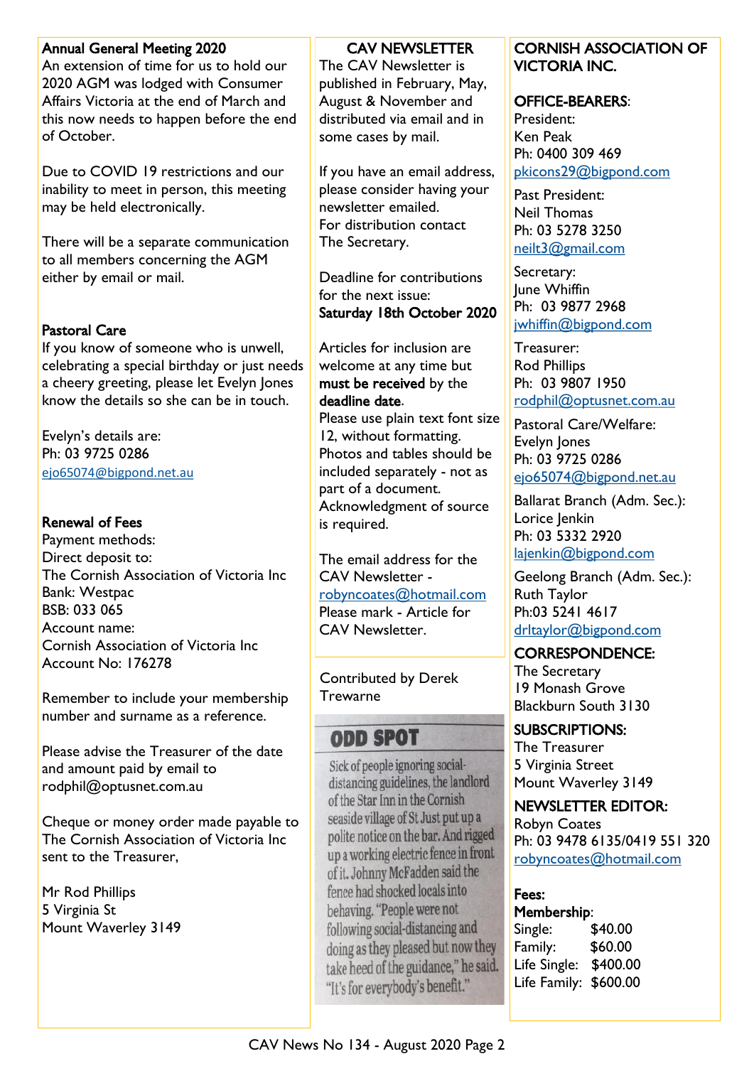## Annual General Meeting 2020

An extension of time for us to hold our 2020 AGM was lodged with Consumer Affairs Victoria at the end of March and this now needs to happen before the end of October.

Due to COVID 19 restrictions and our inability to meet in person, this meeting may be held electronically.

There will be a separate communication to all members concerning the AGM either by email or mail.

## Pastoral Care

If you know of someone who is unwell, celebrating a special birthday or just needs a cheery greeting, please let Evelyn Jones know the details so she can be in touch.

Evelyn's details are:
Ph: 03 9725 0286
ejo65074@bigpond.net.au

## Renewal of Fees

Payment methods:
Direct deposit to:
The Cornish Association of Victoria Inc
Bank: Westpac
BSB: 033 065
Account name:
Cornish Association of Victoria Inc
Account No: 176278

Remember to include your membership number and surname as a reference.

Please advise the Treasurer of the date and amount paid by email to rodphil@optusnet.com.au

Cheque or money order made payable to The Cornish Association of Victoria Inc sent to the Treasurer,

Mr Rod Phillips
5 Virginia St
Mount Waverley 3149

## CAV NEWSLETTER

The CAV Newsletter is published in February, May, August & November and distributed via email and in some cases by mail.

If you have an email address, please consider having your newsletter emailed.
For distribution contact The Secretary.

Deadline for contributions for the next issue:
**Saturday 18th October 2020**

Articles for inclusion are welcome at any time but **must be received** by the **deadline date**.
Please use plain text font size 12, without formatting.
Photos and tables should be included separately - not as part of a document.
Acknowledgment of source is required.

The email address for the CAV Newsletter - robyncoates@hotmail.com
Please mark - Article for CAV Newsletter.

Contributed by Derek Trewarne

### ODD SPOT

Sick of people ignoring social-distancing guidelines, the landlord of the Star Inn in the Cornish seaside village of St Just put up a polite notice on the bar. And rigged up a working electric fence in front of it. Johnny McFadden said the fence had shocked locals into behaving. "People were not following social-distancing and doing as they pleased but now they take heed of the guidance," he said. "It's for everybody's benefit."

## CORNISH ASSOCIATION OF VICTORIA INC.

### OFFICE-BEARERS:

President:
Ken Peak
Ph: 0400 309 469
pkicons29@bigpond.com

Past President:
Neil Thomas
Ph: 03 5278 3250
neilt3@gmail.com

Secretary:
June Whiffin
Ph: 03 9877 2968
jwhiffin@bigpond.com

Treasurer:
Rod Phillips
Ph: 03 9807 1950
rodphil@optusnet.com.au

Pastoral Care/Welfare:
Evelyn Jones
Ph: 03 9725 0286
ejo65074@bigpond.net.au

Ballarat Branch (Adm. Sec.):
Lorice Jenkin
Ph: 03 5332 2920
lajenkin@bigpond.com

Geelong Branch (Adm. Sec.):
Ruth Taylor
Ph:03 5241 4617
drltaylor@bigpond.com

### CORRESPONDENCE:

The Secretary
19 Monash Grove
Blackburn South 3130

### SUBSCRIPTIONS:

The Treasurer
5 Virginia Street
Mount Waverley 3149

### NEWSLETTER EDITOR:

Robyn Coates
Ph: 03 9478 6135/0419 551 320
robyncoates@hotmail.com

### Fees:

**Membership**:

| | |
|---|---|
| Single: | $40.00 |
| Family: | $60.00 |
| Life Single: | $400.00 |
| Life Family: | $600.00 |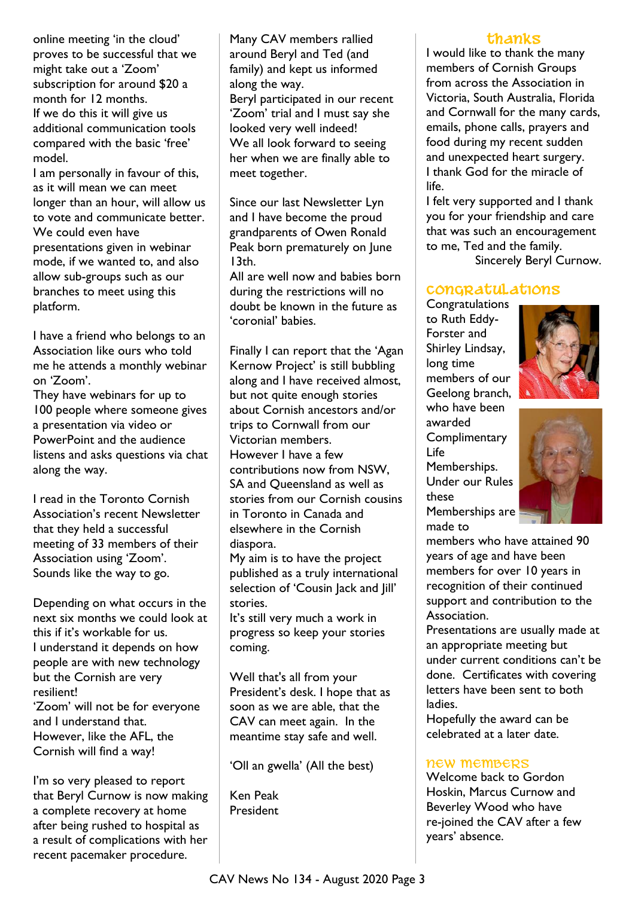online meeting 'in the cloud' proves to be successful that we might take out a 'Zoom' subscription for around $20 a month for 12 months.
If we do this it will give us additional communication tools compared with the basic 'free' model.
I am personally in favour of this, as it will mean we can meet longer than an hour, will allow us to vote and communicate better. We could even have presentations given in webinar mode, if we wanted to, and also allow sub-groups such as our branches to meet using this platform.

I have a friend who belongs to an Association like ours who told me he attends a monthly webinar on 'Zoom'.
They have webinars for up to 100 people where someone gives a presentation via video or PowerPoint and the audience listens and asks questions via chat along the way.

I read in the Toronto Cornish Association's recent Newsletter that they held a successful meeting of 33 members of their Association using 'Zoom'. Sounds like the way to go.

Depending on what occurs in the next six months we could look at this if it's workable for us.
I understand it depends on how people are with new technology but the Cornish are very resilient!
'Zoom' will not be for everyone and I understand that.
However, like the AFL, the Cornish will find a way!

I'm so very pleased to report that Beryl Curnow is now making a complete recovery at home after being rushed to hospital as a result of complications with her recent pacemaker procedure.

Many CAV members rallied around Beryl and Ted (and family) and kept us informed along the way.
Beryl participated in our recent 'Zoom' trial and I must say she looked very well indeed!
We all look forward to seeing her when we are finally able to meet together.

Since our last Newsletter Lyn and I have become the proud grandparents of Owen Ronald Peak born prematurely on June 13th.
All are well now and babies born during the restrictions will no doubt be known in the future as 'coronial' babies.

Finally I can report that the 'Agan Kernow Project' is still bubbling along and I have received almost, but not quite enough stories about Cornish ancestors and/or trips to Cornwall from our Victorian members.
However I have a few contributions now from NSW, SA and Queensland as well as stories from our Cornish cousins in Toronto in Canada and elsewhere in the Cornish diaspora.
My aim is to have the project published as a truly international selection of 'Cousin Jack and Jill' stories.
It's still very much a work in progress so keep your stories coming.

Well that's all from your President's desk. I hope that as soon as we are able, that the CAV can meet again. In the meantime stay safe and well.

'Oll an gwella' (All the best)

Ken Peak
President

## Thanks

I would like to thank the many members of Cornish Groups from across the Association in Victoria, South Australia, Florida and Cornwall for the many cards, emails, phone calls, prayers and food during my recent sudden and unexpected heart surgery.
I thank God for the miracle of life.
I felt very supported and I thank you for your friendship and care that was such an encouragement to me, Ted and the family.

Sincerely Beryl Curnow.

## Congratulations

Congratulations to Ruth Eddy-Forster and Shirley Lindsay, long time members of our Geelong branch, who have been awarded Complimentary Life Memberships. Under our Rules these Memberships are made to members who have attained 90 years of age and have been members for over 10 years in recognition of their continued support and contribution to the Association.
Presentations are usually made at an appropriate meeting but under current conditions can't be done. Certificates with covering letters have been sent to both ladies.
Hopefully the award can be celebrated at a later date.

## New Members

Welcome back to Gordon Hoskin, Marcus Curnow and Beverley Wood who have re-joined the CAV after a few years' absence.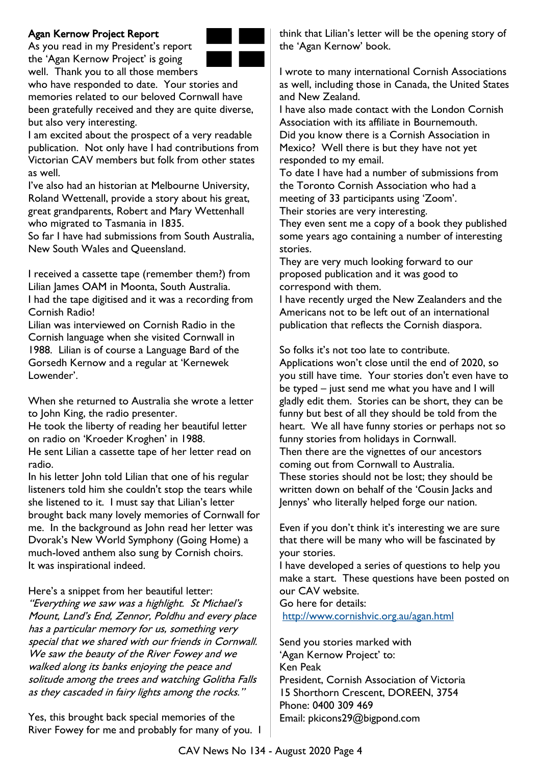## Agan Kernow Project Report

As you read in my President's report the 'Agan Kernow Project' is going well. Thank you to all those members who have responded to date. Your stories and memories related to our beloved Cornwall have been gratefully received and they are quite diverse, but also very interesting.

I am excited about the prospect of a very readable publication. Not only have I had contributions from Victorian CAV members but folk from other states as well.

I've also had an historian at Melbourne University, Roland Wettenall, provide a story about his great, great grandparents, Robert and Mary Wettenhall who migrated to Tasmania in 1835.

So far I have had submissions from South Australia, New South Wales and Queensland.

I received a cassette tape (remember them?) from Lilian James OAM in Moonta, South Australia. I had the tape digitised and it was a recording from Cornish Radio!

Lilian was interviewed on Cornish Radio in the Cornish language when she visited Cornwall in 1988. Lilian is of course a Language Bard of the Gorsedh Kernow and a regular at 'Kernewek Lowender'.

When she returned to Australia she wrote a letter to John King, the radio presenter.

He took the liberty of reading her beautiful letter on radio on 'Kroeder Kroghen' in 1988.

He sent Lilian a cassette tape of her letter read on radio.

In his letter John told Lilian that one of his regular listeners told him she couldn't stop the tears while she listened to it. I must say that Lilian's letter brought back many lovely memories of Cornwall for me. In the background as John read her letter was Dvorak's New World Symphony (Going Home) a much-loved anthem also sung by Cornish choirs. It was inspirational indeed.

Here's a snippet from her beautiful letter:
*"Everything we saw was a highlight. St Michael's Mount, Land's End, Zennor, Poldhu and every place has a particular memory for us, something very special that we shared with our friends in Cornwall. We saw the beauty of the River Fowey and we walked along its banks enjoying the peace and solitude among the trees and watching Golitha Falls as they cascaded in fairy lights among the rocks."*

Yes, this brought back special memories of the River Fowey for me and probably for many of you. I think that Lilian's letter will be the opening story of the 'Agan Kernow' book.

I wrote to many international Cornish Associations as well, including those in Canada, the United States and New Zealand.

I have also made contact with the London Cornish Association with its affiliate in Bournemouth.

Did you know there is a Cornish Association in Mexico? Well there is but they have not yet responded to my email.

To date I have had a number of submissions from the Toronto Cornish Association who had a meeting of 33 participants using 'Zoom'.

Their stories are very interesting.

They even sent me a copy of a book they published some years ago containing a number of interesting stories.

They are very much looking forward to our proposed publication and it was good to correspond with them.

I have recently urged the New Zealanders and the Americans not to be left out of an international publication that reflects the Cornish diaspora.

So folks it's not too late to contribute.

Applications won't close until the end of 2020, so you still have time. Your stories don't even have to be typed – just send me what you have and I will gladly edit them. Stories can be short, they can be funny but best of all they should be told from the heart. We all have funny stories or perhaps not so funny stories from holidays in Cornwall.

Then there are the vignettes of our ancestors coming out from Cornwall to Australia.

These stories should not be lost; they should be written down on behalf of the 'Cousin Jacks and Jennys' who literally helped forge our nation.

Even if you don't think it's interesting we are sure that there will be many who will be fascinated by your stories.

I have developed a series of questions to help you make a start. These questions have been posted on our CAV website.

Go here for details:
http://www.cornishvic.org.au/agan.html

Send you stories marked with
'Agan Kernow Project' to:
Ken Peak
President, Cornish Association of Victoria
15 Shorthorn Crescent, DOREEN, 3754
Phone: 0400 309 469
Email: pkicons29@bigpond.com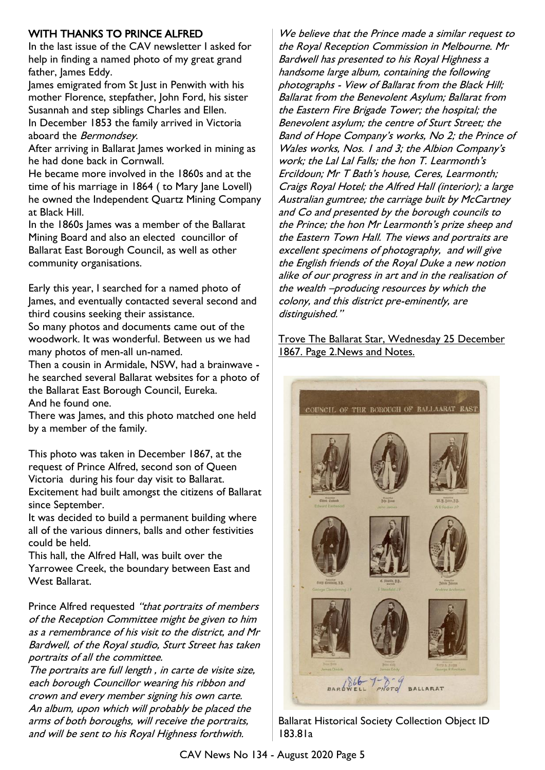## WITH THANKS TO PRINCE ALFRED

In the last issue of the CAV newsletter I asked for help in finding a named photo of my great grand father, James Eddy.

James emigrated from St Just in Penwith with his mother Florence, stepfather, John Ford, his sister Susannah and step siblings Charles and Ellen.

In December 1853 the family arrived in Victoria aboard the *Bermondsey*.

After arriving in Ballarat James worked in mining as he had done back in Cornwall.

He became more involved in the 1860s and at the time of his marriage in 1864 ( to Mary Jane Lovell) he owned the Independent Quartz Mining Company at Black Hill.

In the 1860s James was a member of the Ballarat Mining Board and also an elected councillor of Ballarat East Borough Council, as well as other community organisations.

Early this year, I searched for a named photo of James, and eventually contacted several second and third cousins seeking their assistance.

So many photos and documents came out of the woodwork. It was wonderful. Between us we had many photos of men-all un-named.

Then a cousin in Armidale, NSW, had a brainwave - he searched several Ballarat websites for a photo of the Ballarat East Borough Council, Eureka.

And he found one.

There was James, and this photo matched one held by a member of the family.

This photo was taken in December 1867, at the request of Prince Alfred, second son of Queen Victoria during his four day visit to Ballarat.

Excitement had built amongst the citizens of Ballarat since September.

It was decided to build a permanent building where all of the various dinners, balls and other festivities could be held.

This hall, the Alfred Hall, was built over the Yarrowee Creek, the boundary between East and West Ballarat.

Prince Alfred requested *"that portraits of members of the Reception Committee might be given to him as a remembrance of his visit to the district, and Mr Bardwell, of the Royal studio, Sturt Street has taken portraits of all the committee.*

*The portraits are full length , in carte de visite size, each borough Councillor wearing his ribbon and crown and every member signing his own carte. An album, upon which will probably be placed the arms of both boroughs, will receive the portraits, and will be sent to his Royal Highness forthwith.*

*We believe that the Prince made a similar request to the Royal Reception Commission in Melbourne. Mr Bardwell has presented to his Royal Highness a handsome large album, containing the following photographs - View of Ballarat from the Black Hill; Ballarat from the Benevolent Asylum; Ballarat from the Eastern Fire Brigade Tower; the hospital; the Benevolent asylum; the centre of Sturt Street; the Band of Hope Company's works, No 2; the Prince of Wales works, Nos. 1 and 3; the Albion Company's work; the Lal Lal Falls; the hon T. Learmonth's Ercildoun; Mr T Bath's house, Ceres, Learmonth; Craigs Royal Hotel; the Alfred Hall (interior); a large Australian gumtree; the carriage built by McCartney and Co and presented by the borough councils to the Prince; the hon Mr Learmonth's prize sheep and the Eastern Town Hall. The views and portraits are excellent specimens of photography, and will give the English friends of the Royal Duke a new notion alike of our progress in art and in the realisation of the wealth –producing resources by which the colony, and this district pre-eminently, are distinguished."*

Trove The Ballarat Star, Wednesday 25 December 1867. Page 2.News and Notes.

COUNCIL OF THE BOROUGH OF BALLAARAT EAST

Edward Eastwood — John James — W B Rodier J P

George Clendinning J P — F Steinfeld J P — Andrew Anderson

James Dodds — James Eddy — George R Fincham

1866-7-8-9 BARDWELL PHOTO BALLARAT

Ballarat Historical Society Collection Object ID 183.81a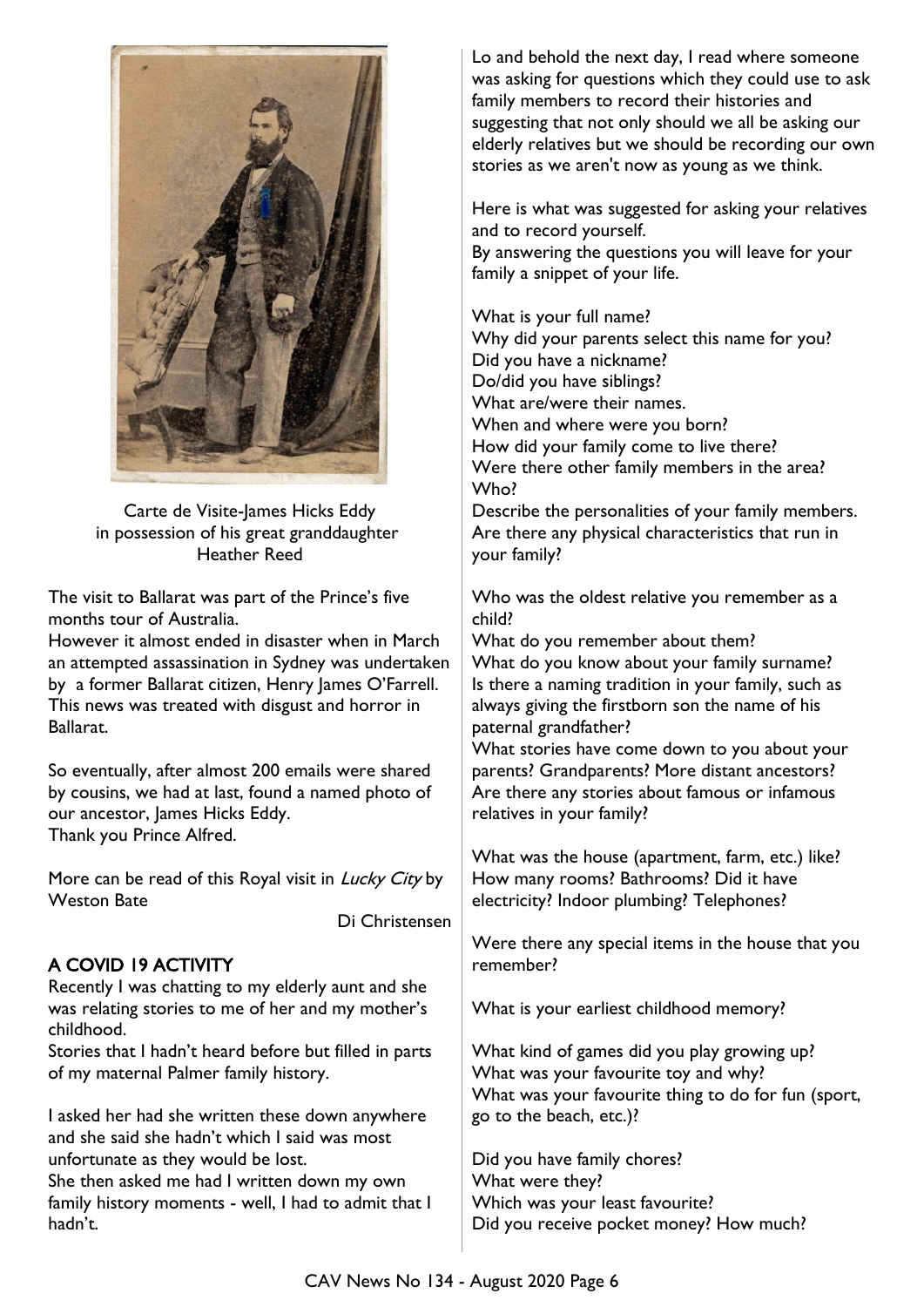Carte de Visite-James Hicks Eddy in possession of his great granddaughter Heather Reed

The visit to Ballarat was part of the Prince's five months tour of Australia.
However it almost ended in disaster when in March an attempted assassination in Sydney was undertaken by a former Ballarat citizen, Henry James O'Farrell. This news was treated with disgust and horror in Ballarat.

So eventually, after almost 200 emails were shared by cousins, we had at last, found a named photo of our ancestor, James Hicks Eddy.
Thank you Prince Alfred.

More can be read of this Royal visit in *Lucky City* by Weston Bate

Di Christensen

## A COVID 19 ACTIVITY

Recently I was chatting to my elderly aunt and she was relating stories to me of her and my mother's childhood.
Stories that I hadn't heard before but filled in parts of my maternal Palmer family history.

I asked her had she written these down anywhere and she said she hadn't which I said was most unfortunate as they would be lost.
She then asked me had I written down my own family history moments - well, I had to admit that I hadn't.

Lo and behold the next day, I read where someone was asking for questions which they could use to ask family members to record their histories and suggesting that not only should we all be asking our elderly relatives but we should be recording our own stories as we aren't now as young as we think.

Here is what was suggested for asking your relatives and to record yourself.
By answering the questions you will leave for your family a snippet of your life.

What is your full name?
Why did your parents select this name for you?
Did you have a nickname?
Do/did you have siblings?
What are/were their names.
When and where were you born?
How did your family come to live there?
Were there other family members in the area? Who?
Describe the personalities of your family members.
Are there any physical characteristics that run in your family?

Who was the oldest relative you remember as a child?
What do you remember about them?
What do you know about your family surname?
Is there a naming tradition in your family, such as always giving the firstborn son the name of his paternal grandfather?
What stories have come down to you about your parents? Grandparents? More distant ancestors?
Are there any stories about famous or infamous relatives in your family?

What was the house (apartment, farm, etc.) like? How many rooms? Bathrooms? Did it have electricity? Indoor plumbing? Telephones?

Were there any special items in the house that you remember?

What is your earliest childhood memory?

What kind of games did you play growing up?
What was your favourite toy and why?
What was your favourite thing to do for fun (sport, go to the beach, etc.)?

Did you have family chores?
What were they?
Which was your least favourite?
Did you receive pocket money? How much?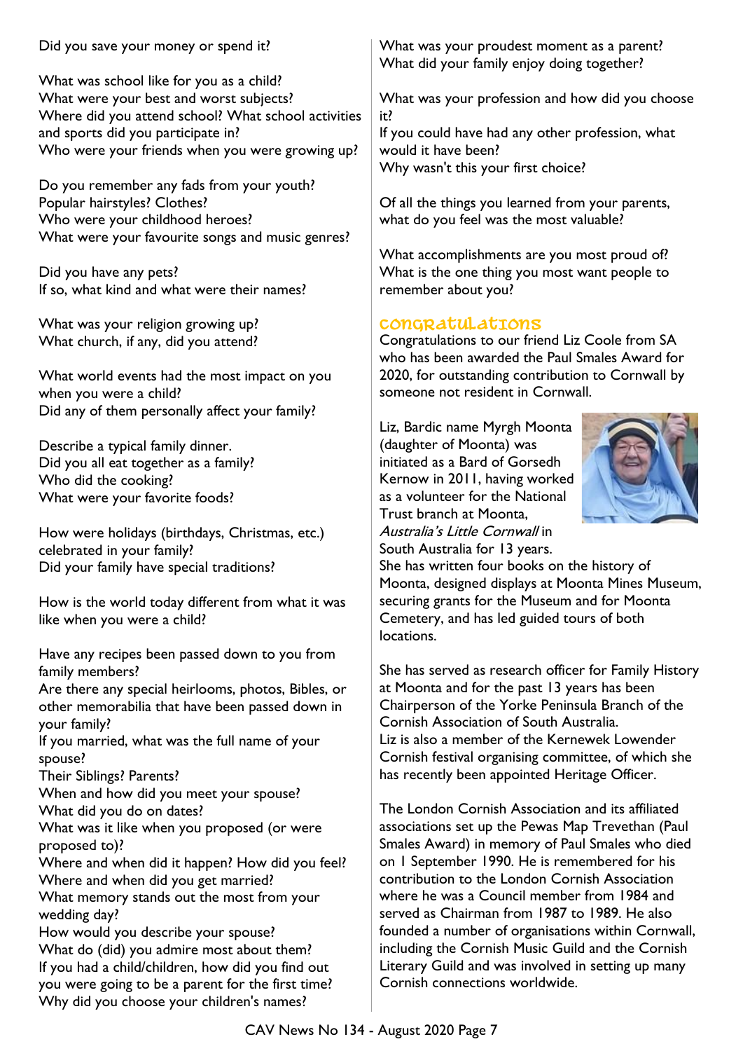Did you save your money or spend it?

What was school like for you as a child?
What were your best and worst subjects?
Where did you attend school? What school activities and sports did you participate in?
Who were your friends when you were growing up?

Do you remember any fads from your youth?
Popular hairstyles? Clothes?
Who were your childhood heroes?
What were your favourite songs and music genres?

Did you have any pets?
If so, what kind and what were their names?

What was your religion growing up?
What church, if any, did you attend?

What world events had the most impact on you when you were a child?
Did any of them personally affect your family?

Describe a typical family dinner.
Did you all eat together as a family?
Who did the cooking?
What were your favorite foods?

How were holidays (birthdays, Christmas, etc.) celebrated in your family?
Did your family have special traditions?

How is the world today different from what it was like when you were a child?

Have any recipes been passed down to you from family members?
Are there any special heirlooms, photos, Bibles, or other memorabilia that have been passed down in your family?
If you married, what was the full name of your spouse?
Their Siblings? Parents?
When and how did you meet your spouse?
What did you do on dates?
What was it like when you proposed (or were proposed to)?
Where and when did it happen? How did you feel?
Where and when did you get married?
What memory stands out the most from your wedding day?
How would you describe your spouse?
What do (did) you admire most about them?
If you had a child/children, how did you find out you were going to be a parent for the first time?
Why did you choose your children's names?

What was your proudest moment as a parent?
What did your family enjoy doing together?

What was your profession and how did you choose it?
If you could have had any other profession, what would it have been?
Why wasn't this your first choice?

Of all the things you learned from your parents, what do you feel was the most valuable?

What accomplishments are you most proud of?
What is the one thing you most want people to remember about you?

## Congratulations

Congratulations to our friend Liz Coole from SA who has been awarded the Paul Smales Award for 2020, for outstanding contribution to Cornwall by someone not resident in Cornwall.

Liz, Bardic name Myrgh Moonta (daughter of Moonta) was initiated as a Bard of Gorsedh Kernow in 2011, having worked as a volunteer for the National Trust branch at Moonta, *Australia's Little Cornwall* in South Australia for 13 years.
She has written four books on the history of Moonta, designed displays at Moonta Mines Museum, securing grants for the Museum and for Moonta Cemetery, and has led guided tours of both locations.

She has served as research officer for Family History at Moonta and for the past 13 years has been Chairperson of the Yorke Peninsula Branch of the Cornish Association of South Australia.
Liz is also a member of the Kernewek Lowender Cornish festival organising committee, of which she has recently been appointed Heritage Officer.

The London Cornish Association and its affiliated associations set up the Pewas Map Trevethan (Paul Smales Award) in memory of Paul Smales who died on 1 September 1990. He is remembered for his contribution to the London Cornish Association where he was a Council member from 1984 and served as Chairman from 1987 to 1989. He also founded a number of organisations within Cornwall, including the Cornish Music Guild and the Cornish Literary Guild and was involved in setting up many Cornish connections worldwide.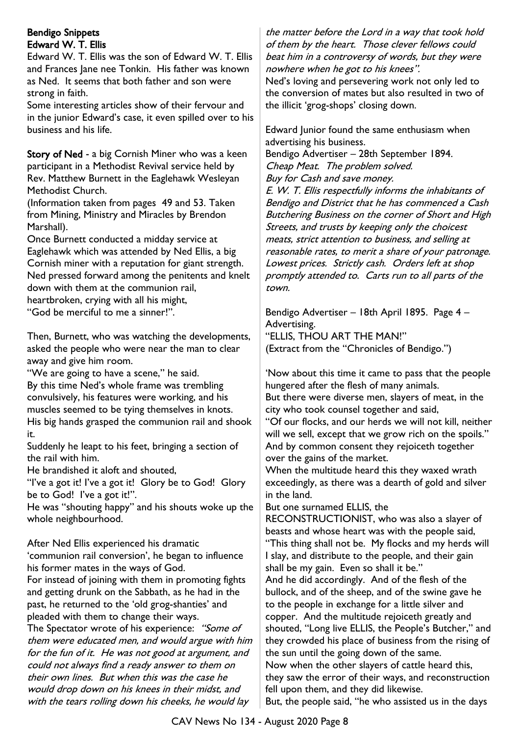## Bendigo Snippets
### Edward W. T. Ellis

Edward W. T. Ellis was the son of Edward W. T. Ellis and Frances Jane nee Tonkin. His father was known as Ned. It seems that both father and son were strong in faith.

Some interesting articles show of their fervour and in the junior Edward's case, it even spilled over to his business and his life.

**Story of Ned** - a big Cornish Miner who was a keen participant in a Methodist Revival service held by Rev. Matthew Burnett in the Eaglehawk Wesleyan Methodist Church.

(Information taken from pages 49 and 53. Taken from Mining, Ministry and Miracles by Brendon Marshall).

Once Burnett conducted a midday service at Eaglehawk which was attended by Ned Ellis, a big Cornish miner with a reputation for giant strength. Ned pressed forward among the penitents and knelt down with them at the communion rail, heartbroken, crying with all his might, "God be merciful to me a sinner!".

Then, Burnett, who was watching the developments, asked the people who were near the man to clear away and give him room.

"We are going to have a scene," he said.

By this time Ned's whole frame was trembling convulsively, his features were working, and his muscles seemed to be tying themselves in knots. His big hands grasped the communion rail and shook it.

Suddenly he leapt to his feet, bringing a section of the rail with him.

He brandished it aloft and shouted,

"I've a got it! I've a got it! Glory be to God! Glory be to God! I've a got it!".

He was "shouting happy" and his shouts woke up the whole neighbourhood.

After Ned Ellis experienced his dramatic 'communion rail conversion', he began to influence his former mates in the ways of God.

For instead of joining with them in promoting fights and getting drunk on the Sabbath, as he had in the past, he returned to the 'old grog-shanties' and pleaded with them to change their ways.

The Spectator wrote of his experience: *"Some of them were educated men, and would argue with him for the fun of it. He was not good at argument, and could not always find a ready answer to them on their own lines. But when this was the case he would drop down on his knees in their midst, and with the tears rolling down his cheeks, he would lay the matter before the Lord in a way that took hold of them by the heart. Those clever fellows could beat him in a controversy of words, but they were nowhere when he got to his knees".*

Ned's loving and persevering work not only led to the conversion of mates but also resulted in two of the illicit 'grog-shops' closing down.

Edward Junior found the same enthusiasm when advertising his business.

Bendigo Advertiser – 28th September 1894.

*Cheap Meat. The problem solved.*

*Buy for Cash and save money.*

*E. W. T. Ellis respectfully informs the inhabitants of Bendigo and District that he has commenced a Cash Butchering Business on the corner of Short and High Streets, and trusts by keeping only the choicest meats, strict attention to business, and selling at reasonable rates, to merit a share of your patronage. Lowest prices. Strictly cash. Orders left at shop promptly attended to. Carts run to all parts of the town.*

Bendigo Advertiser – 18th April 1895. Page 4 – Advertising.

"ELLIS, THOU ART THE MAN!"

(Extract from the "Chronicles of Bendigo.")

'Now about this time it came to pass that the people hungered after the flesh of many animals.

But there were diverse men, slayers of meat, in the city who took counsel together and said,

"Of our flocks, and our herds we will not kill, neither will we sell, except that we grow rich on the spoils." And by common consent they rejoiceth together over the gains of the market.

When the multitude heard this they waxed wrath exceedingly, as there was a dearth of gold and silver in the land.

But one surnamed ELLIS, the RECONSTRUCTIONIST, who was also a slayer of beasts and whose heart was with the people said, "This thing shall not be. My flocks and my herds will I slay, and distribute to the people, and their gain shall be my gain. Even so shall it be."

And he did accordingly. And of the flesh of the bullock, and of the sheep, and of the swine gave he to the people in exchange for a little silver and copper. And the multitude rejoiceth greatly and shouted, "Long live ELLIS, the People's Butcher," and they crowded his place of business from the rising of the sun until the going down of the same.

Now when the other slayers of cattle heard this, they saw the error of their ways, and reconstruction fell upon them, and they did likewise.

But, the people said, "he who assisted us in the days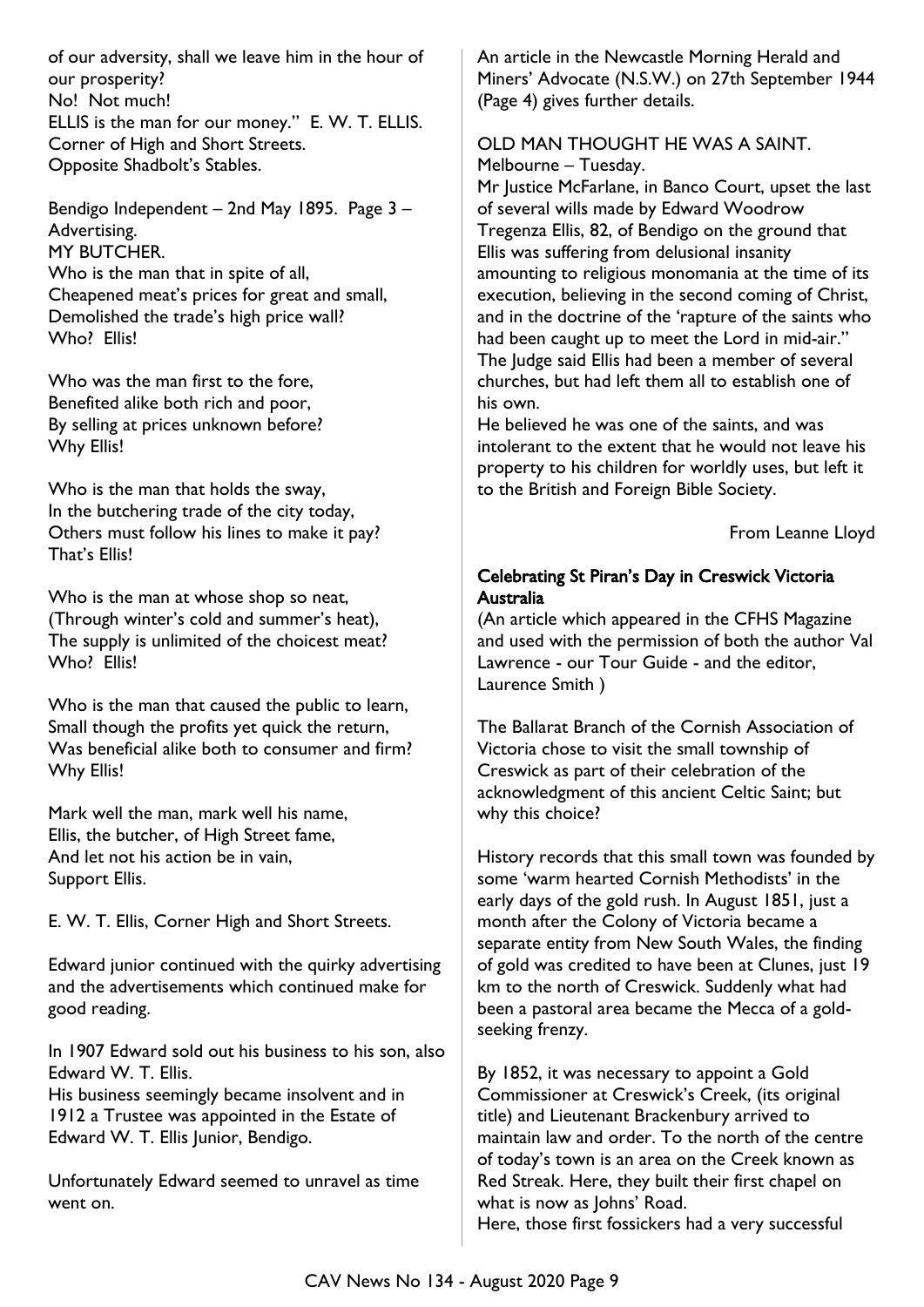of our adversity, shall we leave him in the hour of our prosperity?
No! Not much!
ELLIS is the man for our money." E. W. T. ELLIS.
Corner of High and Short Streets.
Opposite Shadbolt's Stables.

Bendigo Independent – 2nd May 1895. Page 3 – Advertising.
MY BUTCHER.
Who is the man that in spite of all,
Cheapened meat's prices for great and small,
Demolished the trade's high price wall?
Who? Ellis!

Who was the man first to the fore,
Benefited alike both rich and poor,
By selling at prices unknown before?
Why Ellis!

Who is the man that holds the sway,
In the butchering trade of the city today,
Others must follow his lines to make it pay?
That's Ellis!

Who is the man at whose shop so neat,
(Through winter's cold and summer's heat),
The supply is unlimited of the choicest meat?
Who? Ellis!

Who is the man that caused the public to learn,
Small though the profits yet quick the return,
Was beneficial alike both to consumer and firm?
Why Ellis!

Mark well the man, mark well his name,
Ellis, the butcher, of High Street fame,
And let not his action be in vain,
Support Ellis.

E. W. T. Ellis, Corner High and Short Streets.

Edward junior continued with the quirky advertising and the advertisements which continued make for good reading.

In 1907 Edward sold out his business to his son, also Edward W. T. Ellis.
His business seemingly became insolvent and in 1912 a Trustee was appointed in the Estate of Edward W. T. Ellis Junior, Bendigo.

Unfortunately Edward seemed to unravel as time went on.

An article in the Newcastle Morning Herald and Miners' Advocate (N.S.W.) on 27th September 1944 (Page 4) gives further details.

OLD MAN THOUGHT HE WAS A SAINT.
Melbourne – Tuesday.
Mr Justice McFarlane, in Banco Court, upset the last of several wills made by Edward Woodrow Tregenza Ellis, 82, of Bendigo on the ground that Ellis was suffering from delusional insanity amounting to religious monomania at the time of its execution, believing in the second coming of Christ, and in the doctrine of the 'rapture of the saints who had been caught up to meet the Lord in mid-air." The Judge said Ellis had been a member of several churches, but had left them all to establish one of his own.
He believed he was one of the saints, and was intolerant to the extent that he would not leave his property to his children for worldly uses, but left it to the British and Foreign Bible Society.

From Leanne Lloyd

## Celebrating St Piran's Day in Creswick Victoria Australia

(An article which appeared in the CFHS Magazine and used with the permission of both the author Val Lawrence - our Tour Guide - and the editor, Laurence Smith )

The Ballarat Branch of the Cornish Association of Victoria chose to visit the small township of Creswick as part of their celebration of the acknowledgment of this ancient Celtic Saint; but why this choice?

History records that this small town was founded by some 'warm hearted Cornish Methodists' in the early days of the gold rush. In August 1851, just a month after the Colony of Victoria became a separate entity from New South Wales, the finding of gold was credited to have been at Clunes, just 19 km to the north of Creswick. Suddenly what had been a pastoral area became the Mecca of a gold-seeking frenzy.

By 1852, it was necessary to appoint a Gold Commissioner at Creswick's Creek, (its original title) and Lieutenant Brackenbury arrived to maintain law and order. To the north of the centre of today's town is an area on the Creek known as Red Streak. Here, they built their first chapel on what is now as Johns' Road.
Here, those first fossickers had a very successful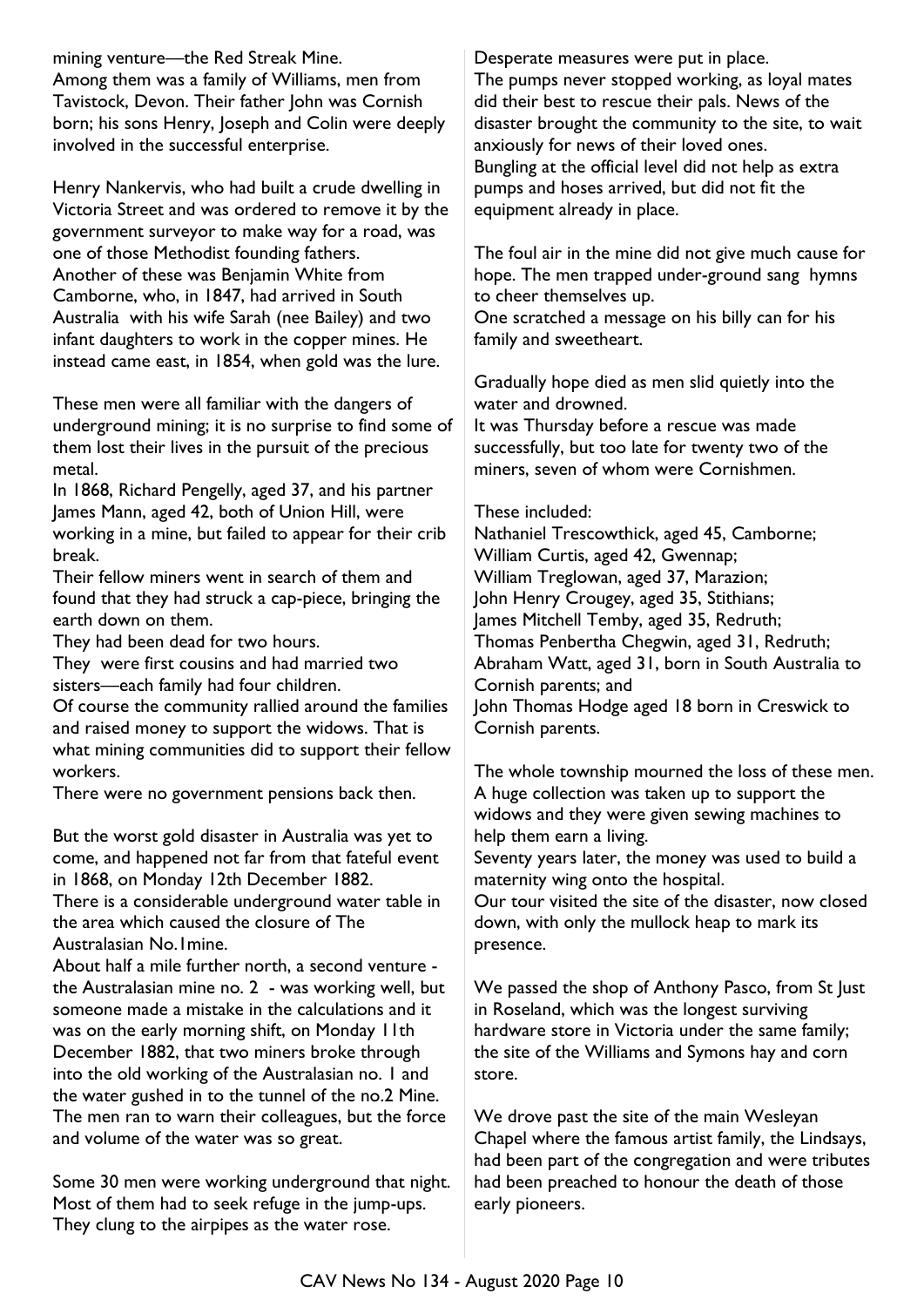mining venture—the Red Streak Mine.
Among them was a family of Williams, men from Tavistock, Devon. Their father John was Cornish born; his sons Henry, Joseph and Colin were deeply involved in the successful enterprise.

Henry Nankervis, who had built a crude dwelling in Victoria Street and was ordered to remove it by the government surveyor to make way for a road, was one of those Methodist founding fathers.
Another of these was Benjamin White from Camborne, who, in 1847, had arrived in South Australia with his wife Sarah (nee Bailey) and two infant daughters to work in the copper mines. He instead came east, in 1854, when gold was the lure.

These men were all familiar with the dangers of underground mining; it is no surprise to find some of them lost their lives in the pursuit of the precious metal.
In 1868, Richard Pengelly, aged 37, and his partner James Mann, aged 42, both of Union Hill, were working in a mine, but failed to appear for their crib break.
Their fellow miners went in search of them and found that they had struck a cap-piece, bringing the earth down on them.
They had been dead for two hours.
They were first cousins and had married two sisters—each family had four children.
Of course the community rallied around the families and raised money to support the widows. That is what mining communities did to support their fellow workers.
There were no government pensions back then.

But the worst gold disaster in Australia was yet to come, and happened not far from that fateful event in 1868, on Monday 12th December 1882.
There is a considerable underground water table in the area which caused the closure of The Australasian No.1mine.
About half a mile further north, a second venture - the Australasian mine no. 2 - was working well, but someone made a mistake in the calculations and it was on the early morning shift, on Monday 11th December 1882, that two miners broke through into the old working of the Australasian no. 1 and the water gushed in to the tunnel of the no.2 Mine. The men ran to warn their colleagues, but the force and volume of the water was so great.

Some 30 men were working underground that night. Most of them had to seek refuge in the jump-ups. They clung to the airpipes as the water rose.

Desperate measures were put in place.
The pumps never stopped working, as loyal mates did their best to rescue their pals. News of the disaster brought the community to the site, to wait anxiously for news of their loved ones.
Bungling at the official level did not help as extra pumps and hoses arrived, but did not fit the equipment already in place.

The foul air in the mine did not give much cause for hope. The men trapped under-ground sang hymns to cheer themselves up.
One scratched a message on his billy can for his family and sweetheart.

Gradually hope died as men slid quietly into the water and drowned.
It was Thursday before a rescue was made successfully, but too late for twenty two of the miners, seven of whom were Cornishmen.

These included:
Nathaniel Trescowthick, aged 45, Camborne;
William Curtis, aged 42, Gwennap;
William Treglowan, aged 37, Marazion;
John Henry Crougey, aged 35, Stithians;
James Mitchell Temby, aged 35, Redruth;
Thomas Penbertha Chegwin, aged 31, Redruth;
Abraham Watt, aged 31, born in South Australia to Cornish parents; and
John Thomas Hodge aged 18 born in Creswick to Cornish parents.

The whole township mourned the loss of these men. A huge collection was taken up to support the widows and they were given sewing machines to help them earn a living.
Seventy years later, the money was used to build a maternity wing onto the hospital.
Our tour visited the site of the disaster, now closed down, with only the mullock heap to mark its presence.

We passed the shop of Anthony Pasco, from St Just in Roseland, which was the longest surviving hardware store in Victoria under the same family; the site of the Williams and Symons hay and corn store.

We drove past the site of the main Wesleyan Chapel where the famous artist family, the Lindsays, had been part of the congregation and were tributes had been preached to honour the death of those early pioneers.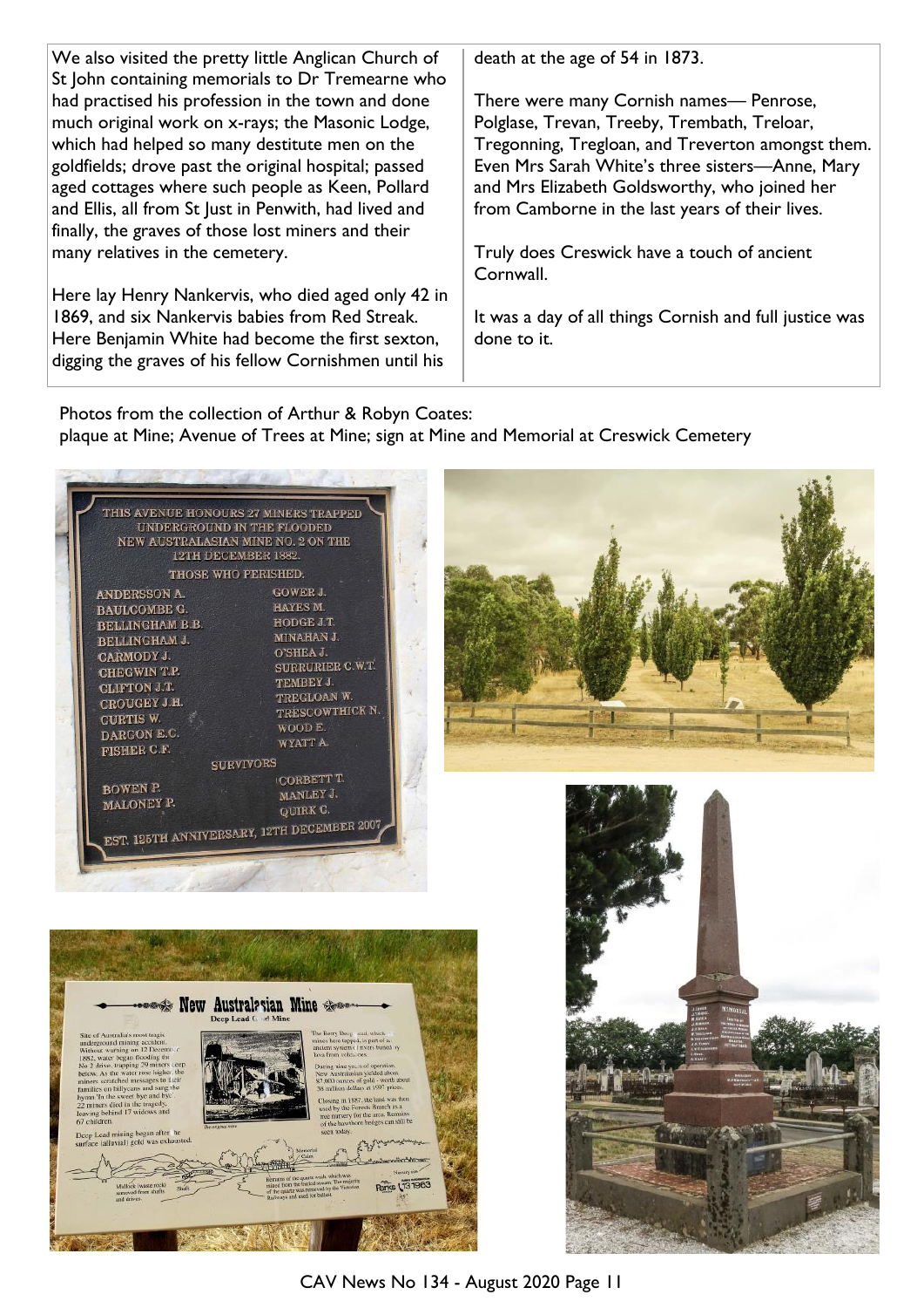We also visited the pretty little Anglican Church of St John containing memorials to Dr Tremearne who had practised his profession in the town and done much original work on x-rays; the Masonic Lodge, which had helped so many destitute men on the goldfields; drove past the original hospital; passed aged cottages where such people as Keen, Pollard and Ellis, all from St Just in Penwith, had lived and finally, the graves of those lost miners and their many relatives in the cemetery.

Here lay Henry Nankervis, who died aged only 42 in 1869, and six Nankervis babies from Red Streak. Here Benjamin White had become the first sexton, digging the graves of his fellow Cornishmen until his death at the age of 54 in 1873.

There were many Cornish names— Penrose, Polglase, Trevan, Treeby, Trembath, Treloar, Tregonning, Tregloan, and Treverton amongst them. Even Mrs Sarah White's three sisters—Anne, Mary and Mrs Elizabeth Goldsworthy, who joined her from Camborne in the last years of their lives.

Truly does Creswick have a touch of ancient Cornwall.

It was a day of all things Cornish and full justice was done to it.

Photos from the collection of Arthur & Robyn Coates:
plaque at Mine; Avenue of Trees at Mine; sign at Mine and Memorial at Creswick Cemetery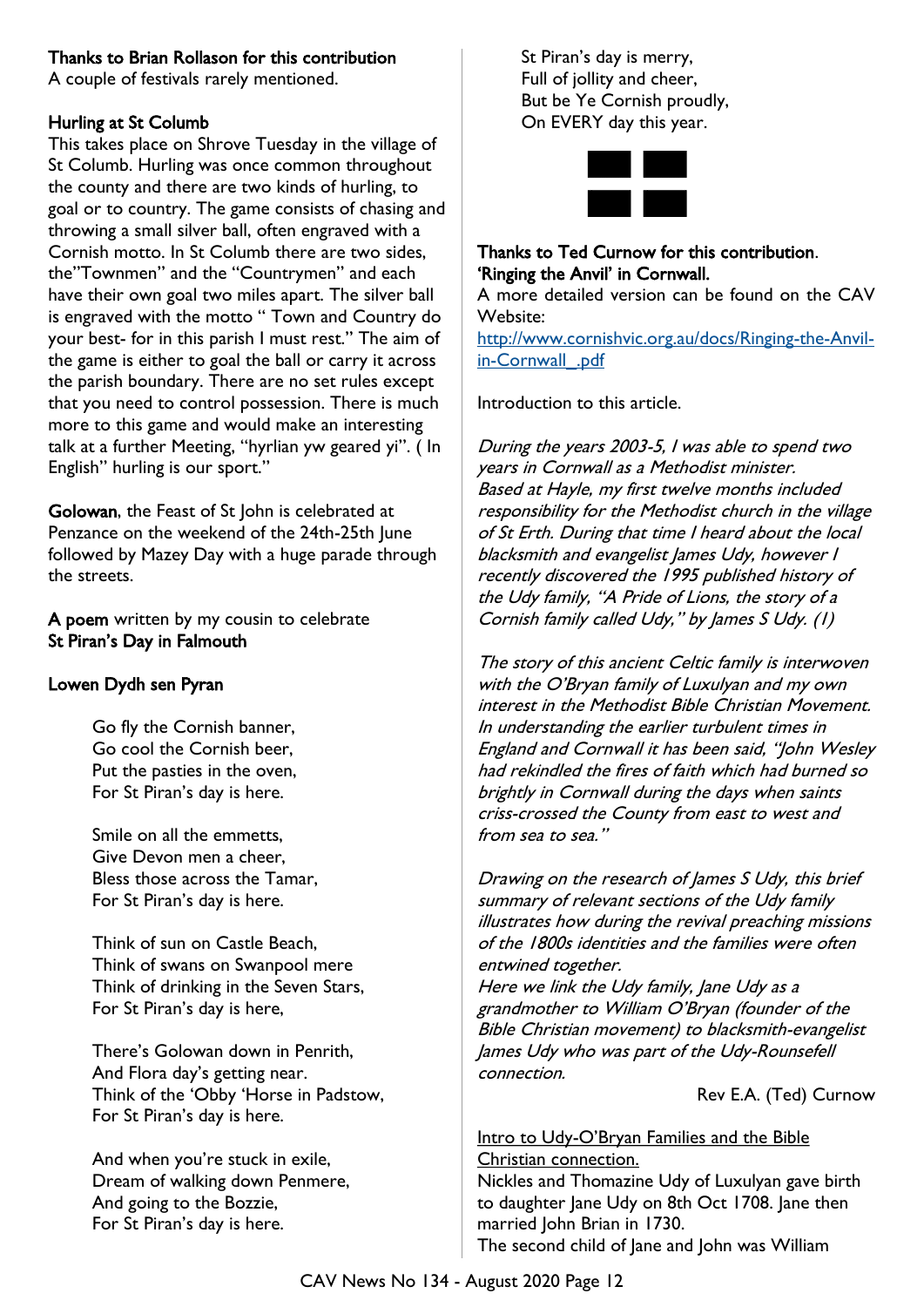**Thanks to Brian Rollason for this contribution**
A couple of festivals rarely mentioned.

**Hurling at St Columb**
This takes place on Shrove Tuesday in the village of St Columb. Hurling was once common throughout the county and there are two kinds of hurling, to goal or to country. The game consists of chasing and throwing a small silver ball, often engraved with a Cornish motto. In St Columb there are two sides, the"Townmen" and the "Countrymen" and each have their own goal two miles apart. The silver ball is engraved with the motto " Town and Country do your best- for in this parish I must rest." The aim of the game is either to goal the ball or carry it across the parish boundary. There are no set rules except that you need to control possession. There is much more to this game and would make an interesting talk at a further Meeting, "hyrlian yw geared yi". ( In English" hurling is our sport."

**Golowan**, the Feast of St John is celebrated at Penzance on the weekend of the 24th-25th June followed by Mazey Day with a huge parade through the streets.

**A poem** written by my cousin to celebrate
**St Piran's Day in Falmouth**

**Lowen Dydh sen Pyran**

Go fly the Cornish banner,
Go cool the Cornish beer,
Put the pasties in the oven,
For St Piran's day is here.

Smile on all the emmetts,
Give Devon men a cheer,
Bless those across the Tamar,
For St Piran's day is here.

Think of sun on Castle Beach,
Think of swans on Swanpool mere
Think of drinking in the Seven Stars,
For St Piran's day is here,

There's Golowan down in Penrith,
And Flora day's getting near.
Think of the 'Obby 'Horse in Padstow,
For St Piran's day is here.

And when you're stuck in exile,
Dream of walking down Penmere,
And going to the Bozzie,
For St Piran's day is here.

St Piran's day is merry,
Full of jollity and cheer,
But be Ye Cornish proudly,
On EVERY day this year.

**Thanks to Ted Curnow for this contribution.**
**'Ringing the Anvil' in Cornwall.**
A more detailed version can be found on the CAV Website:
http://www.cornishvic.org.au/docs/Ringing-the-Anvil-in-Cornwall_.pdf

Introduction to this article.

*During the years 2003-5, I was able to spend two years in Cornwall as a Methodist minister. Based at Hayle, my first twelve months included responsibility for the Methodist church in the village of St Erth. During that time I heard about the local blacksmith and evangelist James Udy, however I recently discovered the 1995 published history of the Udy family, "A Pride of Lions, the story of a Cornish family called Udy," by James S Udy. (1)*

*The story of this ancient Celtic family is interwoven with the O'Bryan family of Luxulyan and my own interest in the Methodist Bible Christian Movement. In understanding the earlier turbulent times in England and Cornwall it has been said, "John Wesley had rekindled the fires of faith which had burned so brightly in Cornwall during the days when saints criss-crossed the County from east to west and from sea to sea."*

*Drawing on the research of James S Udy, this brief summary of relevant sections of the Udy family illustrates how during the revival preaching missions of the 1800s identities and the families were often entwined together.*
*Here we link the Udy family, Jane Udy as a grandmother to William O'Bryan (founder of the Bible Christian movement) to blacksmith-evangelist James Udy who was part of the Udy-Rounsefell connection.*

Rev E.A. (Ted) Curnow

Intro to Udy-O'Bryan Families and the Bible Christian connection.
Nickles and Thomazine Udy of Luxulyan gave birth to daughter Jane Udy on 8th Oct 1708. Jane then married John Brian in 1730.
The second child of Jane and John was William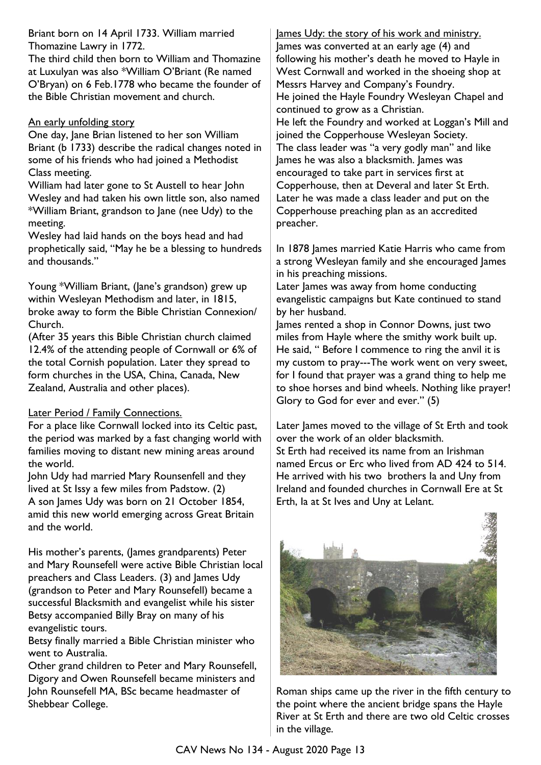Briant born on 14 April 1733. William married Thomazine Lawry in 1772.

The third child then born to William and Thomazine at Luxulyan was also *William O'Briant (Re named O'Bryan) on 6 Feb.1778 who became the founder of the Bible Christian movement and church.

An early unfolding story

One day, Jane Brian listened to her son William Briant (b 1733) describe the radical changes noted in some of his friends who had joined a Methodist Class meeting.

William had later gone to St Austell to hear John Wesley and had taken his own little son, also named *William Briant, grandson to Jane (nee Udy) to the meeting.

Wesley had laid hands on the boys head and had prophetically said, "May he be a blessing to hundreds and thousands."

Young *William Briant, (Jane's grandson) grew up within Wesleyan Methodism and later, in 1815, broke away to form the Bible Christian Connexion/ Church.

(After 35 years this Bible Christian church claimed 12.4% of the attending people of Cornwall or 6% of the total Cornish population. Later they spread to form churches in the USA, China, Canada, New Zealand, Australia and other places).

Later Period / Family Connections.

For a place like Cornwall locked into its Celtic past, the period was marked by a fast changing world with families moving to distant new mining areas around the world.

John Udy had married Mary Rounsenfell and they lived at St Issy a few miles from Padstow. (2)

A son James Udy was born on 21 October 1854, amid this new world emerging across Great Britain and the world.

His mother's parents, (James grandparents) Peter and Mary Rounsefell were active Bible Christian local preachers and Class Leaders. (3) and James Udy (grandson to Peter and Mary Rounsefell) became a successful Blacksmith and evangelist while his sister Betsy accompanied Billy Bray on many of his evangelistic tours.

Betsy finally married a Bible Christian minister who went to Australia.

Other grand children to Peter and Mary Rounsefell, Digory and Owen Rounsefell became ministers and John Rounsefell MA, BSc became headmaster of Shebbear College.

James Udy: the story of his work and ministry.

James was converted at an early age (4) and following his mother's death he moved to Hayle in West Cornwall and worked in the shoeing shop at Messrs Harvey and Company's Foundry.

He joined the Hayle Foundry Wesleyan Chapel and continued to grow as a Christian.

He left the Foundry and worked at Loggan's Mill and joined the Copperhouse Wesleyan Society.

The class leader was "a very godly man" and like James he was also a blacksmith. James was encouraged to take part in services first at Copperhouse, then at Deveral and later St Erth. Later he was made a class leader and put on the Copperhouse preaching plan as an accredited preacher.

In 1878 James married Katie Harris who came from a strong Wesleyan family and she encouraged James in his preaching missions.

Later James was away from home conducting evangelistic campaigns but Kate continued to stand by her husband.

James rented a shop in Connor Downs, just two miles from Hayle where the smithy work built up. He said, " Before I commence to ring the anvil it is my custom to pray---The work went on very sweet, for I found that prayer was a grand thing to help me to shoe horses and bind wheels. Nothing like prayer! Glory to God for ever and ever." (5)

Later James moved to the village of St Erth and took over the work of an older blacksmith.

St Erth had received its name from an Irishman named Ercus or Erc who lived from AD 424 to 514. He arrived with his two brothers Ia and Uny from Ireland and founded churches in Cornwall Ere at St Erth, Ia at St Ives and Uny at Lelant.

Roman ships came up the river in the fifth century to the point where the ancient bridge spans the Hayle River at St Erth and there are two old Celtic crosses in the village.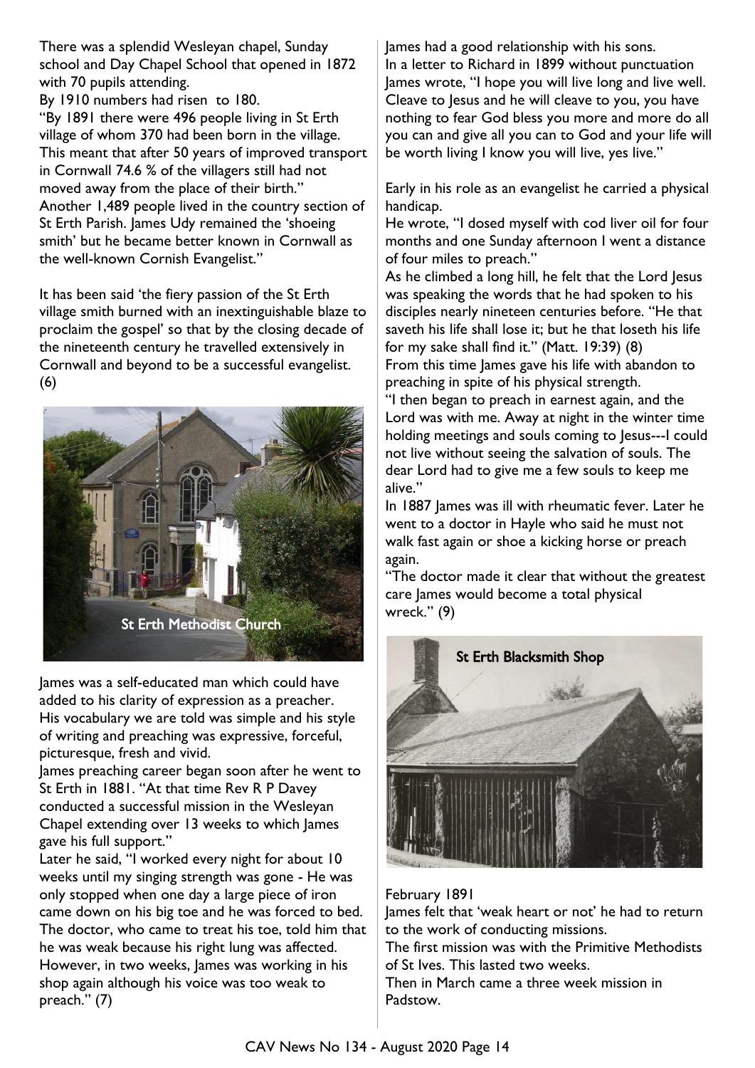There was a splendid Wesleyan chapel, Sunday school and Day Chapel School that opened in 1872 with 70 pupils attending.

By 1910 numbers had risen to 180.

"By 1891 there were 496 people living in St Erth village of whom 370 had been born in the village. This meant that after 50 years of improved transport in Cornwall 74.6 % of the villagers still had not moved away from the place of their birth."

Another 1,489 people lived in the country section of St Erth Parish. James Udy remained the 'shoeing smith' but he became better known in Cornwall as the well-known Cornish Evangelist."

It has been said 'the fiery passion of the St Erth village smith burned with an inextinguishable blaze to proclaim the gospel' so that by the closing decade of the nineteenth century he travelled extensively in Cornwall and beyond to be a successful evangelist. (6)

St Erth Methodist Church

James was a self-educated man which could have added to his clarity of expression as a preacher. His vocabulary we are told was simple and his style of writing and preaching was expressive, forceful, picturesque, fresh and vivid.

James preaching career began soon after he went to St Erth in 1881. "At that time Rev R P Davey conducted a successful mission in the Wesleyan Chapel extending over 13 weeks to which James gave his full support."

Later he said, "I worked every night for about 10 weeks until my singing strength was gone - He was only stopped when one day a large piece of iron came down on his big toe and he was forced to bed. The doctor, who came to treat his toe, told him that he was weak because his right lung was affected. However, in two weeks, James was working in his shop again although his voice was too weak to preach." (7)

James had a good relationship with his sons.

In a letter to Richard in 1899 without punctuation James wrote, "I hope you will live long and live well. Cleave to Jesus and he will cleave to you, you have nothing to fear God bless you more and more do all you can and give all you can to God and your life will be worth living I know you will live, yes live."

Early in his role as an evangelist he carried a physical handicap.

He wrote, "I dosed myself with cod liver oil for four months and one Sunday afternoon I went a distance of four miles to preach."

As he climbed a long hill, he felt that the Lord Jesus was speaking the words that he had spoken to his disciples nearly nineteen centuries before. "He that saveth his life shall lose it; but he that loseth his life for my sake shall find it." (Matt. 19:39) (8)

From this time James gave his life with abandon to preaching in spite of his physical strength.

"I then began to preach in earnest again, and the Lord was with me. Away at night in the winter time holding meetings and souls coming to Jesus---I could not live without seeing the salvation of souls. The dear Lord had to give me a few souls to keep me alive."

In 1887 James was ill with rheumatic fever. Later he went to a doctor in Hayle who said he must not walk fast again or shoe a kicking horse or preach again.

"The doctor made it clear that without the greatest care James would become a total physical wreck." (9)

St Erth Blacksmith Shop

February 1891

James felt that 'weak heart or not' he had to return to the work of conducting missions.

The first mission was with the Primitive Methodists of St Ives. This lasted two weeks.

Then in March came a three week mission in Padstow.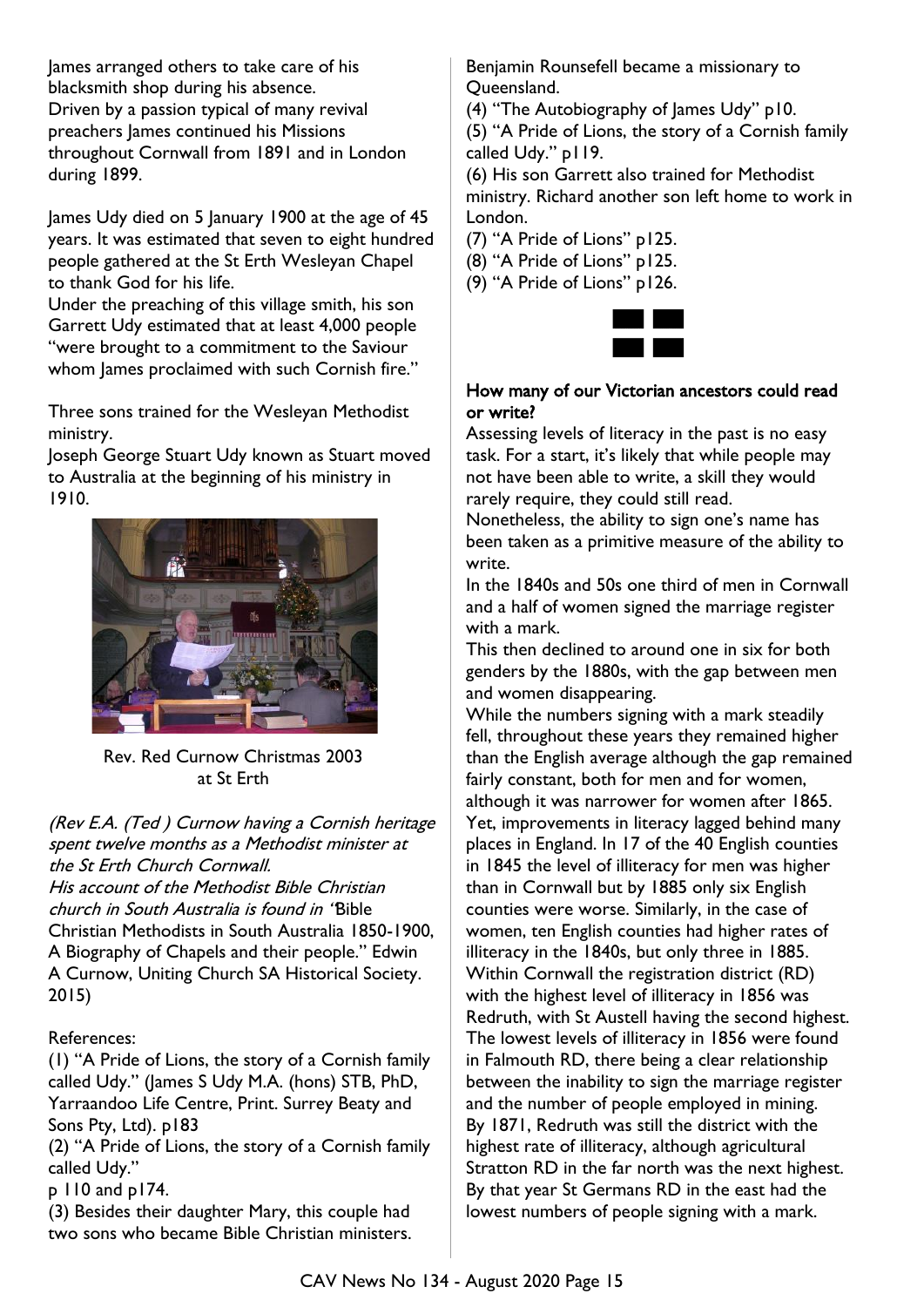James arranged others to take care of his blacksmith shop during his absence.
Driven by a passion typical of many revival preachers James continued his Missions throughout Cornwall from 1891 and in London during 1899.

James Udy died on 5 January 1900 at the age of 45 years. It was estimated that seven to eight hundred people gathered at the St Erth Wesleyan Chapel to thank God for his life.
Under the preaching of this village smith, his son Garrett Udy estimated that at least 4,000 people "were brought to a commitment to the Saviour whom James proclaimed with such Cornish fire."

Three sons trained for the Wesleyan Methodist ministry.
Joseph George Stuart Udy known as Stuart moved to Australia at the beginning of his ministry in 1910.

Rev. Red Curnow Christmas 2003 at St Erth

*(Rev E.A. (Ted ) Curnow having a Cornish heritage spent twelve months as a Methodist minister at the St Erth Church Cornwall.*
*His account of the Methodist Bible Christian church in South Australia is found in* "Bible Christian Methodists in South Australia 1850-1900, A Biography of Chapels and their people." Edwin A Curnow, Uniting Church SA Historical Society. 2015)

References:
(1) "A Pride of Lions, the story of a Cornish family called Udy." (James S Udy M.A. (hons) STB, PhD, Yarraandoo Life Centre, Print. Surrey Beaty and Sons Pty, Ltd). p183
(2) "A Pride of Lions, the story of a Cornish family called Udy."
p 110 and p174.
(3) Besides their daughter Mary, this couple had two sons who became Bible Christian ministers. Benjamin Rounsefell became a missionary to Queensland.
(4) "The Autobiography of James Udy" p10.
(5) "A Pride of Lions, the story of a Cornish family called Udy." p119.
(6) His son Garrett also trained for Methodist ministry. Richard another son left home to work in London.
(7) "A Pride of Lions" p125.
(8) "A Pride of Lions" p125.
(9) "A Pride of Lions" p126.

## How many of our Victorian ancestors could read or write?

Assessing levels of literacy in the past is no easy task. For a start, it's likely that while people may not have been able to write, a skill they would rarely require, they could still read.
Nonetheless, the ability to sign one's name has been taken as a primitive measure of the ability to write.
In the 1840s and 50s one third of men in Cornwall and a half of women signed the marriage register with a mark.
This then declined to around one in six for both genders by the 1880s, with the gap between men and women disappearing.
While the numbers signing with a mark steadily fell, throughout these years they remained higher than the English average although the gap remained fairly constant, both for men and for women, although it was narrower for women after 1865.
Yet, improvements in literacy lagged behind many places in England. In 17 of the 40 English counties in 1845 the level of illiteracy for men was higher than in Cornwall but by 1885 only six English counties were worse. Similarly, in the case of women, ten English counties had higher rates of illiteracy in the 1840s, but only three in 1885.
Within Cornwall the registration district (RD) with the highest level of illiteracy in 1856 was Redruth, with St Austell having the second highest. The lowest levels of illiteracy in 1856 were found in Falmouth RD, there being a clear relationship between the inability to sign the marriage register and the number of people employed in mining.
By 1871, Redruth was still the district with the highest rate of illiteracy, although agricultural Stratton RD in the far north was the next highest. By that year St Germans RD in the east had the lowest numbers of people signing with a mark.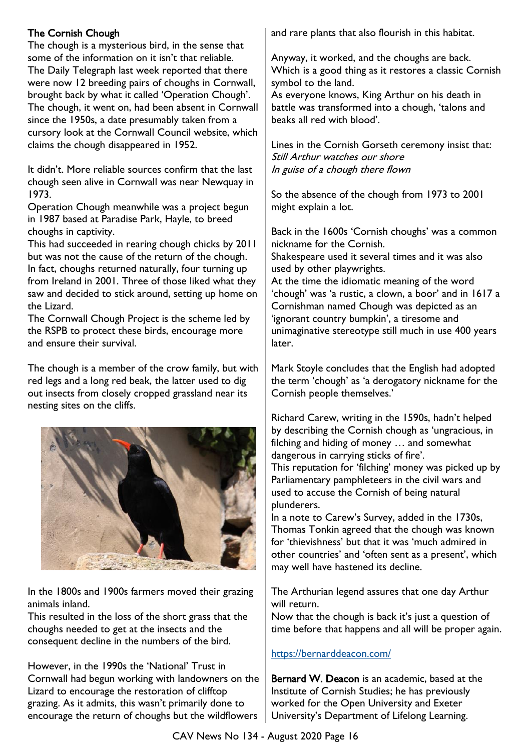**The Cornish Chough**

The chough is a mysterious bird, in the sense that some of the information on it isn't that reliable.

The Daily Telegraph last week reported that there were now 12 breeding pairs of choughs in Cornwall, brought back by what it called 'Operation Chough'. The chough, it went on, had been absent in Cornwall since the 1950s, a date presumably taken from a cursory look at the Cornwall Council website, which claims the chough disappeared in 1952.

It didn't. More reliable sources confirm that the last chough seen alive in Cornwall was near Newquay in 1973.

Operation Chough meanwhile was a project begun in 1987 based at Paradise Park, Hayle, to breed choughs in captivity.

This had succeeded in rearing chough chicks by 2011 but was not the cause of the return of the chough. In fact, choughs returned naturally, four turning up from Ireland in 2001. Three of those liked what they saw and decided to stick around, setting up home on the Lizard.

The Cornwall Chough Project is the scheme led by the RSPB to protect these birds, encourage more and ensure their survival.

The chough is a member of the crow family, but with red legs and a long red beak, the latter used to dig out insects from closely cropped grassland near its nesting sites on the cliffs.

In the 1800s and 1900s farmers moved their grazing animals inland.

This resulted in the loss of the short grass that the choughs needed to get at the insects and the consequent decline in the numbers of the bird.

However, in the 1990s the 'National' Trust in Cornwall had begun working with landowners on the Lizard to encourage the restoration of clifftop grazing. As it admits, this wasn't primarily done to encourage the return of choughs but the wildflowers and rare plants that also flourish in this habitat.

Anyway, it worked, and the choughs are back. Which is a good thing as it restores a classic Cornish symbol to the land.

As everyone knows, King Arthur on his death in battle was transformed into a chough, 'talons and beaks all red with blood'.

Lines in the Cornish Gorseth ceremony insist that:
*Still Arthur watches our shore*
*In guise of a chough there flown*

So the absence of the chough from 1973 to 2001 might explain a lot.

Back in the 1600s 'Cornish choughs' was a common nickname for the Cornish.

Shakespeare used it several times and it was also used by other playwrights.

At the time the idiomatic meaning of the word 'chough' was 'a rustic, a clown, a boor' and in 1617 a Cornishman named Chough was depicted as an 'ignorant country bumpkin', a tiresome and unimaginative stereotype still much in use 400 years later.

Mark Stoyle concludes that the English had adopted the term 'chough' as 'a derogatory nickname for the Cornish people themselves.'

Richard Carew, writing in the 1590s, hadn't helped by describing the Cornish chough as 'ungracious, in filching and hiding of money … and somewhat dangerous in carrying sticks of fire'.

This reputation for 'filching' money was picked up by Parliamentary pamphleteers in the civil wars and used to accuse the Cornish of being natural plunderers.

In a note to Carew's Survey, added in the 1730s, Thomas Tonkin agreed that the chough was known for 'thievishness' but that it was 'much admired in other countries' and 'often sent as a present', which may well have hastened its decline.

The Arthurian legend assures that one day Arthur will return.

Now that the chough is back it's just a question of time before that happens and all will be proper again.

https://bernarddeacon.com/

**Bernard W. Deacon** is an academic, based at the Institute of Cornish Studies; he has previously worked for the Open University and Exeter University's Department of Lifelong Learning.